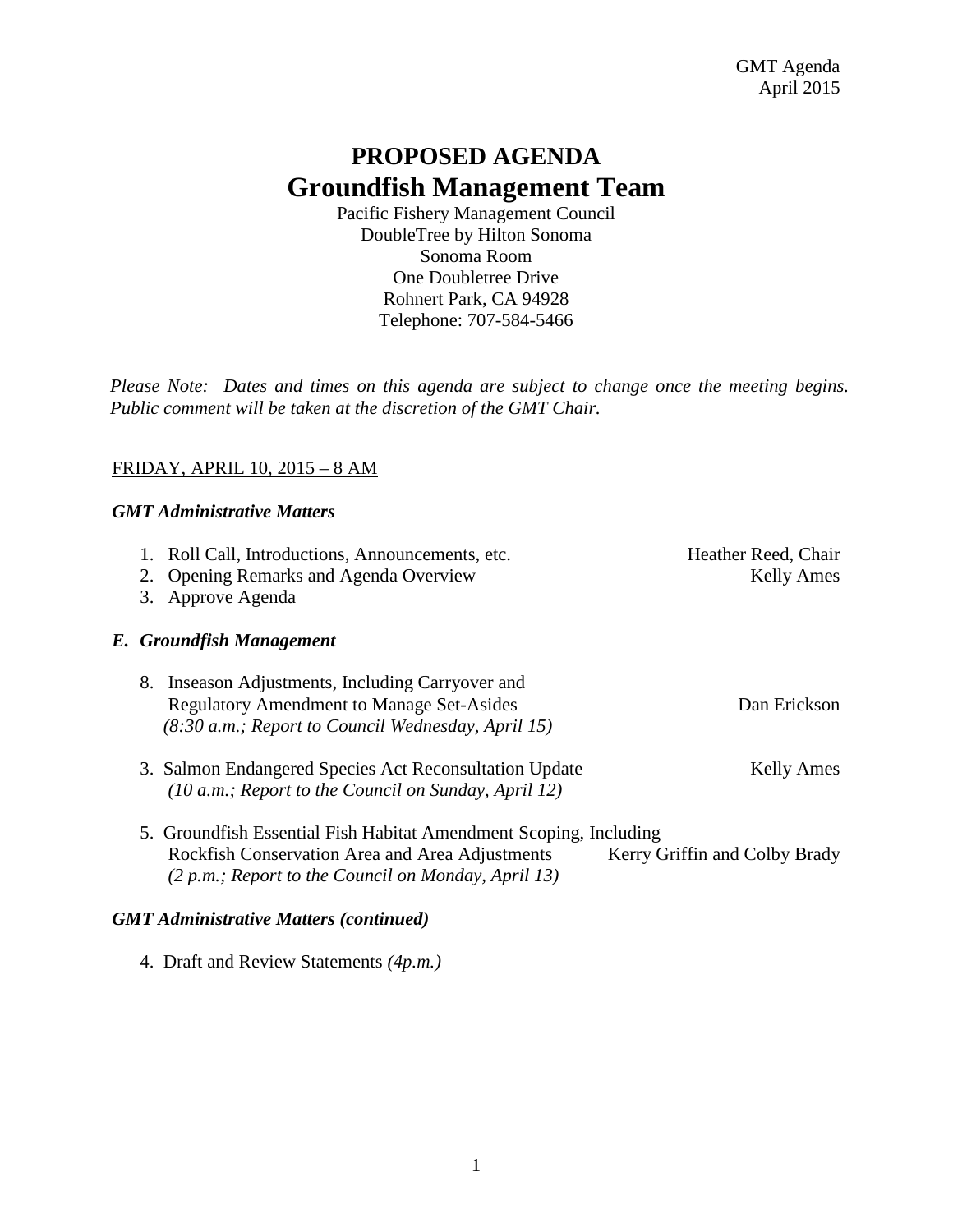GMT Agenda
April 2015

# PROPOSED AGENDA
# Groundfish Management Team

Pacific Fishery Management Council
DoubleTree by Hilton Sonoma
Sonoma Room
One Doubletree Drive
Rohnert Park, CA 94928
Telephone: 707-584-5466

*Please Note: Dates and times on this agenda are subject to change once the meeting begins. Public comment will be taken at the discretion of the GMT Chair.*

FRIDAY, APRIL 10, 2015 – 8 AM

### *GMT Administrative Matters*

1. Roll Call, Introductions, Announcements, etc. — Heather Reed, Chair
2. Opening Remarks and Agenda Overview — Kelly Ames
3. Approve Agenda

### *E. Groundfish Management*

8. Inseason Adjustments, Including Carryover and Regulatory Amendment to Manage Set-Asides — Dan Erickson
   *(8:30 a.m.; Report to Council Wednesday, April 15)*

3. Salmon Endangered Species Act Reconsultation Update — Kelly Ames
   *(10 a.m.; Report to the Council on Sunday, April 12)*

5. Groundfish Essential Fish Habitat Amendment Scoping, Including Rockfish Conservation Area and Area Adjustments — Kerry Griffin and Colby Brady
   *(2 p.m.; Report to the Council on Monday, April 13)*

### *GMT Administrative Matters (continued)*

4. Draft and Review Statements *(4p.m.)*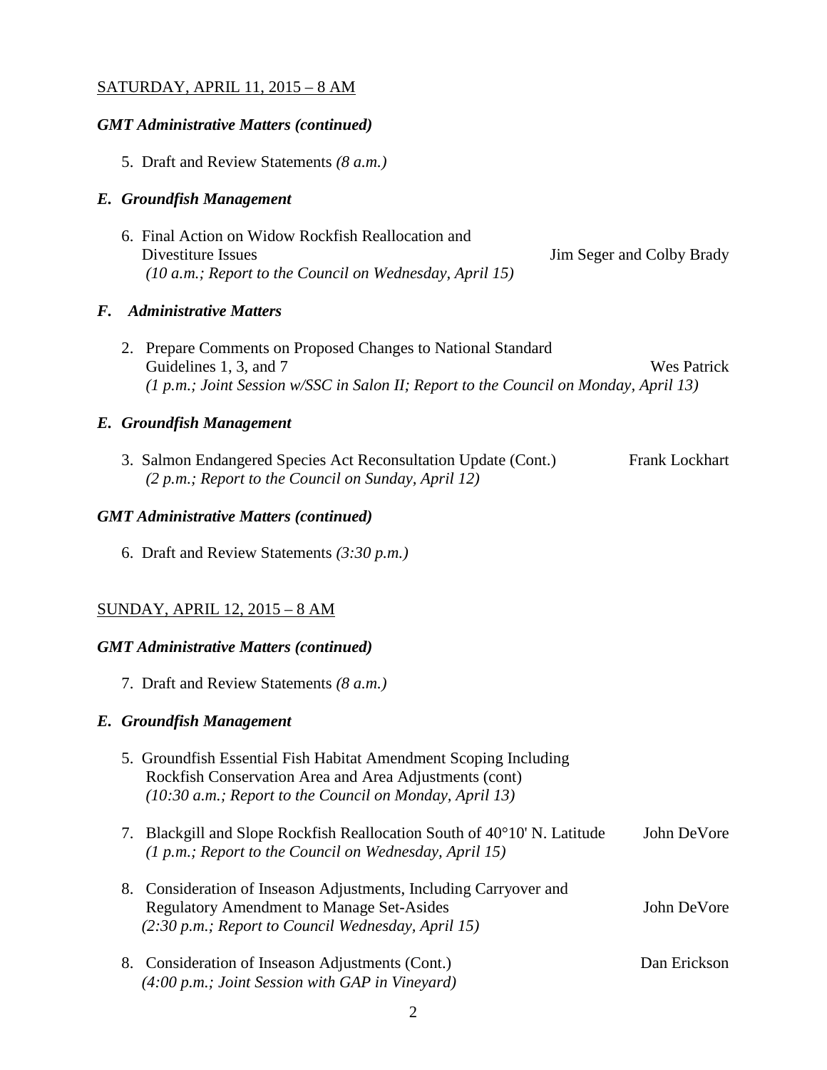SATURDAY, APRIL 11, 2015 – 8 AM

***GMT Administrative Matters (continued)***

5. Draft and Review Statements *(8 a.m.)*

***E. Groundfish Management***

6. Final Action on Widow Rockfish Reallocation and Divestiture Issues — Jim Seger and Colby Brady
   *(10 a.m.; Report to the Council on Wednesday, April 15)*

***F. Administrative Matters***

2. Prepare Comments on Proposed Changes to National Standard Guidelines 1, 3, and 7 — Wes Patrick
   *(1 p.m.; Joint Session w/SSC in Salon II; Report to the Council on Monday, April 13)*

***E. Groundfish Management***

3. Salmon Endangered Species Act Reconsultation Update (Cont.) — Frank Lockhart
   *(2 p.m.; Report to the Council on Sunday, April 12)*

***GMT Administrative Matters (continued)***

6. Draft and Review Statements *(3:30 p.m.)*

SUNDAY, APRIL 12, 2015 – 8 AM

***GMT Administrative Matters (continued)***

7. Draft and Review Statements *(8 a.m.)*

***E. Groundfish Management***

5. Groundfish Essential Fish Habitat Amendment Scoping Including Rockfish Conservation Area and Area Adjustments (cont)
   *(10:30 a.m.; Report to the Council on Monday, April 13)*

7. Blackgill and Slope Rockfish Reallocation South of 40°10' N. Latitude — John DeVore
   *(1 p.m.; Report to the Council on Wednesday, April 15)*

8. Consideration of Inseason Adjustments, Including Carryover and Regulatory Amendment to Manage Set-Asides — John DeVore
   *(2:30 p.m.; Report to Council Wednesday, April 15)*

8. Consideration of Inseason Adjustments (Cont.) — Dan Erickson
   *(4:00 p.m.; Joint Session with GAP in Vineyard)*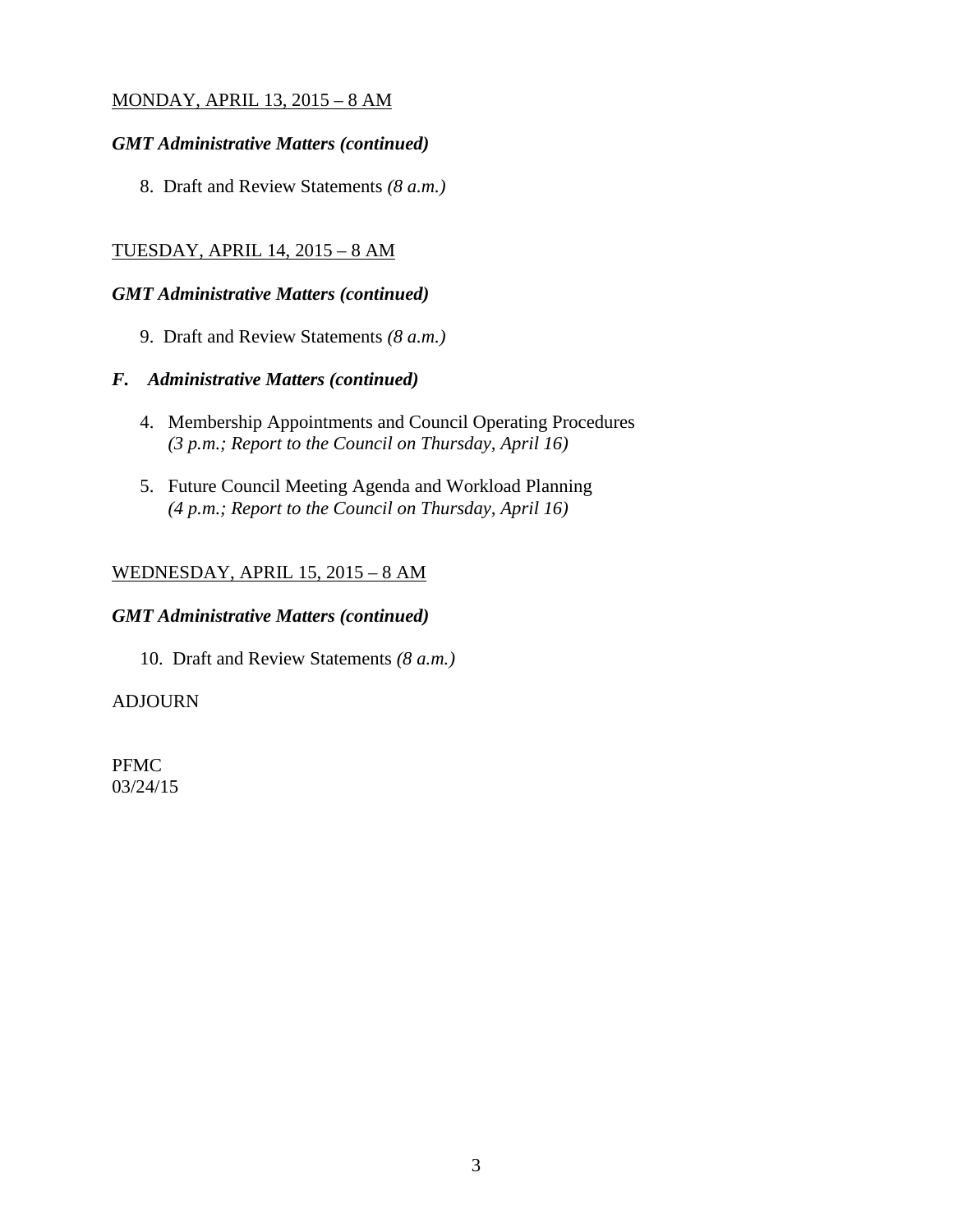MONDAY, APRIL 13, 2015 – 8 AM

***GMT Administrative Matters (continued)***

8. Draft and Review Statements *(8 a.m.)*

TUESDAY, APRIL 14, 2015 – 8 AM

***GMT Administrative Matters (continued)***

9. Draft and Review Statements *(8 a.m.)*

***F. Administrative Matters (continued)***

4. Membership Appointments and Council Operating Procedures
   *(3 p.m.; Report to the Council on Thursday, April 16)*

5. Future Council Meeting Agenda and Workload Planning
   *(4 p.m.; Report to the Council on Thursday, April 16)*

WEDNESDAY, APRIL 15, 2015 – 8 AM

***GMT Administrative Matters (continued)***

10. Draft and Review Statements *(8 a.m.)*

ADJOURN

PFMC
03/24/15